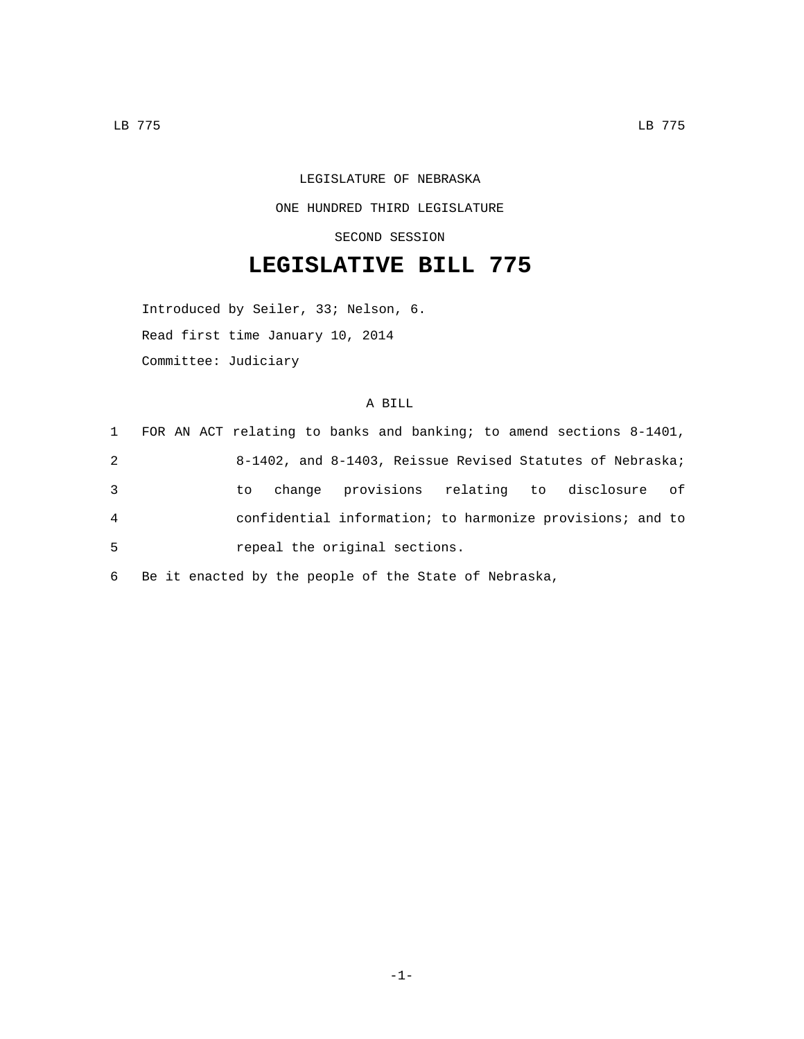LEGISLATURE OF NEBRASKA

ONE HUNDRED THIRD LEGISLATURE

SECOND SESSION

# LEGISLATIVE BILL 775

Introduced by Seiler, 33; Nelson, 6.

Read first time January 10, 2014

Committee: Judiciary

A BILL

1 FOR AN ACT relating to banks and banking; to amend sections 8-1401,
2 8-1402, and 8-1403, Reissue Revised Statutes of Nebraska;
3 to change provisions relating to disclosure of
4 confidential information; to harmonize provisions; and to
5 repeal the original sections.

6 Be it enacted by the people of the State of Nebraska,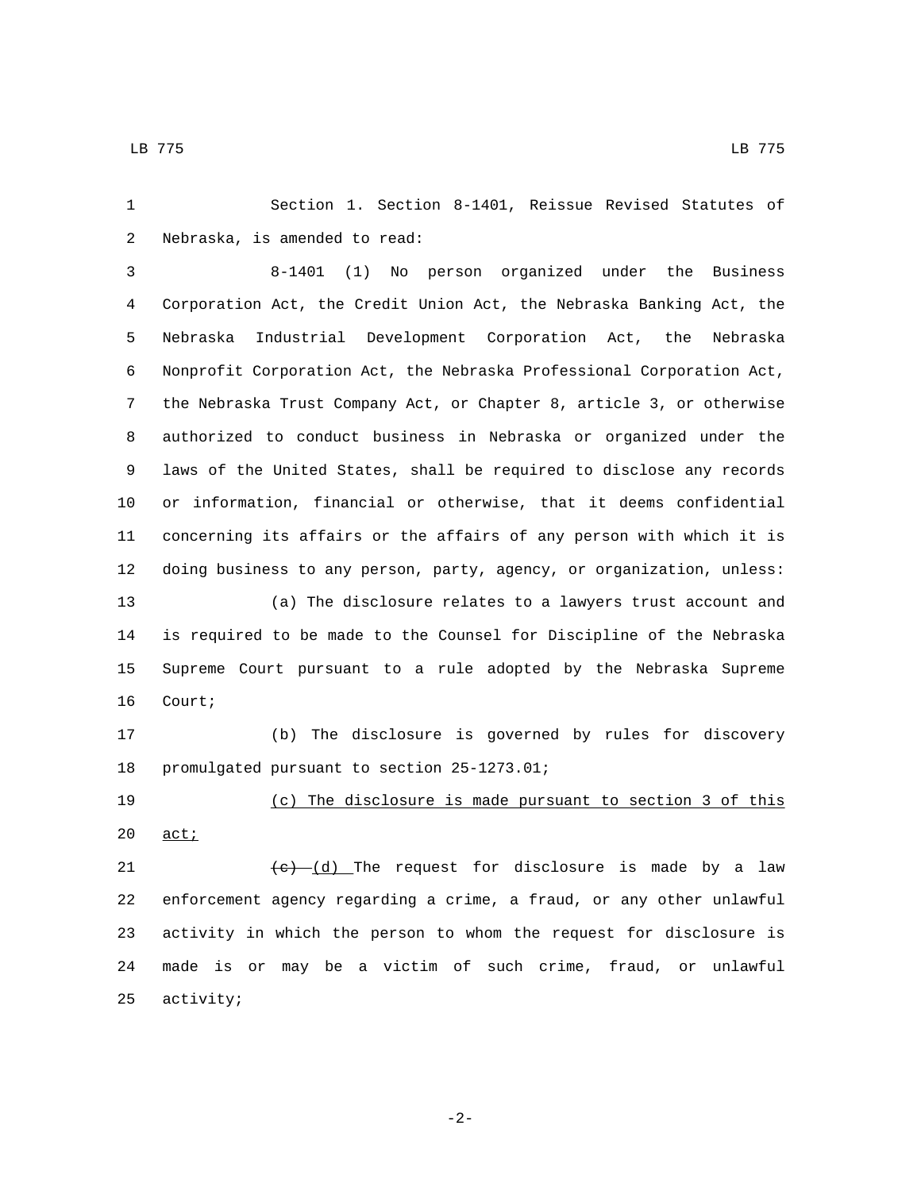Section 1. Section 8-1401, Reissue Revised Statutes of Nebraska, is amended to read:

8-1401 (1) No person organized under the Business Corporation Act, the Credit Union Act, the Nebraska Banking Act, the Nebraska Industrial Development Corporation Act, the Nebraska Nonprofit Corporation Act, the Nebraska Professional Corporation Act, the Nebraska Trust Company Act, or Chapter 8, article 3, or otherwise authorized to conduct business in Nebraska or organized under the laws of the United States, shall be required to disclose any records or information, financial or otherwise, that it deems confidential concerning its affairs or the affairs of any person with which it is doing business to any person, party, agency, or organization, unless:

(a) The disclosure relates to a lawyers trust account and is required to be made to the Counsel for Discipline of the Nebraska Supreme Court pursuant to a rule adopted by the Nebraska Supreme Court;

(b) The disclosure is governed by rules for discovery promulgated pursuant to section 25-1273.01;

<u>(c) The disclosure is made pursuant to section 3 of this act;</u>

~~(c)~~ <u>(d)</u> The request for disclosure is made by a law enforcement agency regarding a crime, a fraud, or any other unlawful activity in which the person to whom the request for disclosure is made is or may be a victim of such crime, fraud, or unlawful activity;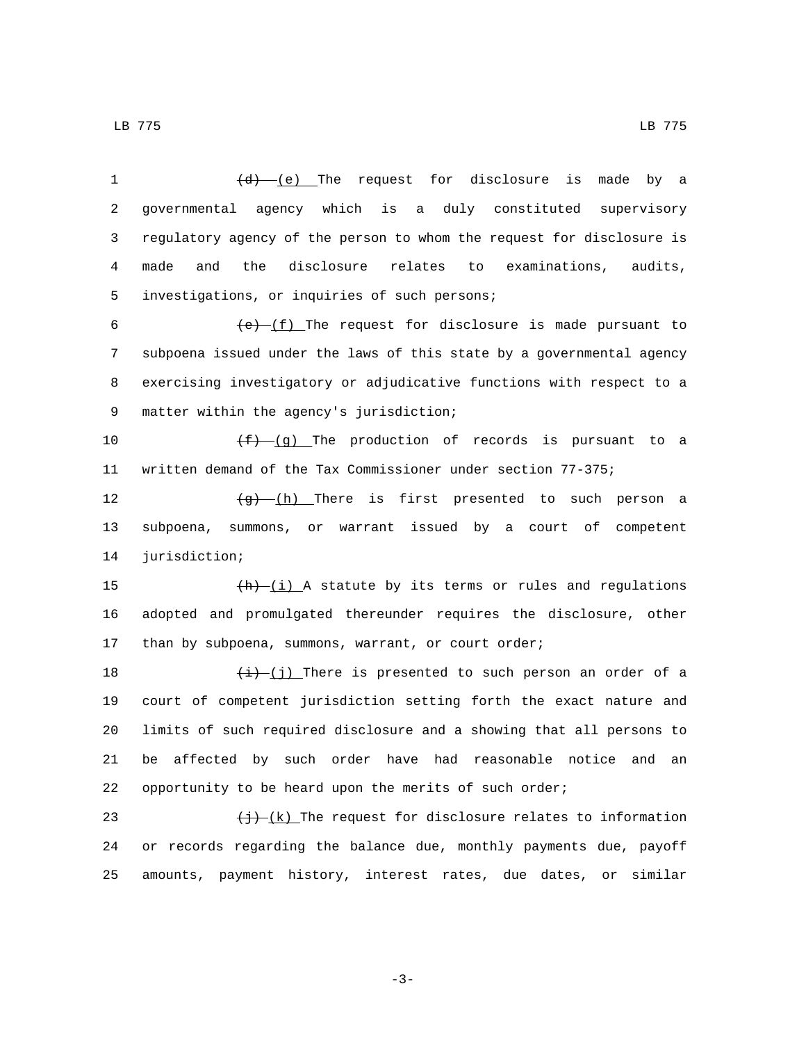~~(d)~~ (e) The request for disclosure is made by a governmental agency which is a duly constituted supervisory regulatory agency of the person to whom the request for disclosure is made and the disclosure relates to examinations, audits, investigations, or inquiries of such persons;

~~(e)~~ (f) The request for disclosure is made pursuant to subpoena issued under the laws of this state by a governmental agency exercising investigatory or adjudicative functions with respect to a matter within the agency's jurisdiction;

~~(f)~~ (g) The production of records is pursuant to a written demand of the Tax Commissioner under section 77-375;

~~(g)~~ (h) There is first presented to such person a subpoena, summons, or warrant issued by a court of competent jurisdiction;

~~(h)~~ (i) A statute by its terms or rules and regulations adopted and promulgated thereunder requires the disclosure, other than by subpoena, summons, warrant, or court order;

~~(i)~~ (j) There is presented to such person an order of a court of competent jurisdiction setting forth the exact nature and limits of such required disclosure and a showing that all persons to be affected by such order have had reasonable notice and an opportunity to be heard upon the merits of such order;

~~(j)~~ (k) The request for disclosure relates to information or records regarding the balance due, monthly payments due, payoff amounts, payment history, interest rates, due dates, or similar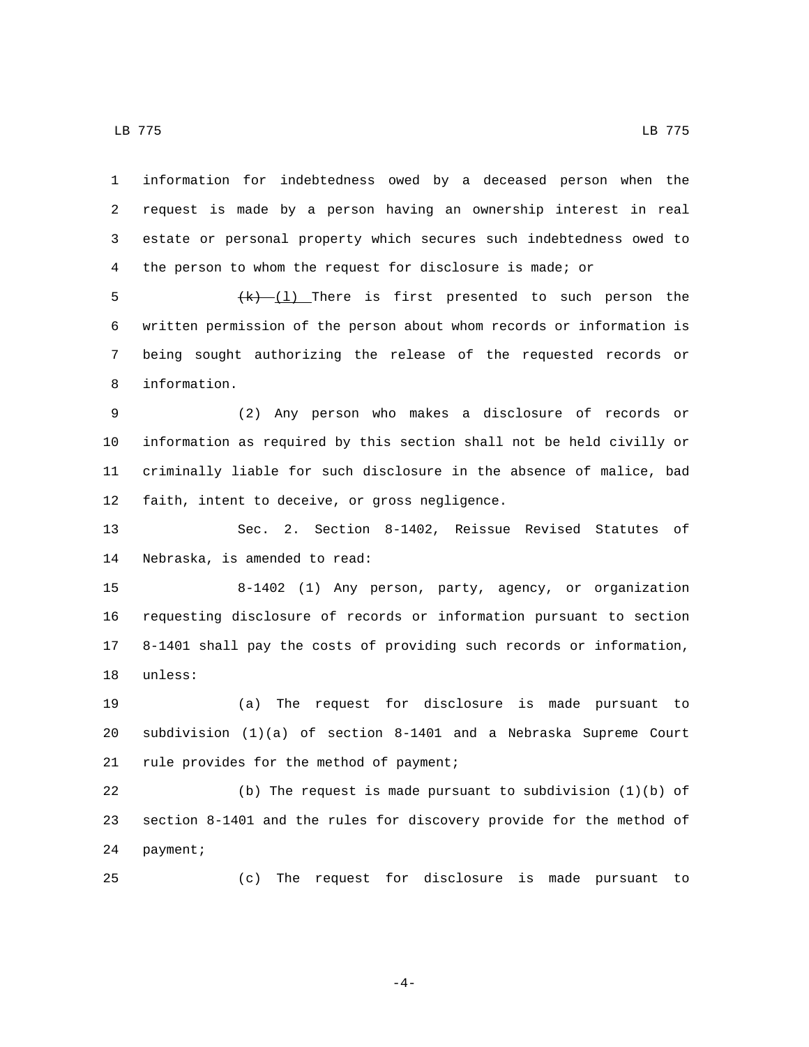information for indebtedness owed by a deceased person when the request is made by a person having an ownership interest in real estate or personal property which secures such indebtedness owed to the person to whom the request for disclosure is made; or

~~(k)~~ (l) There is first presented to such person the written permission of the person about whom records or information is being sought authorizing the release of the requested records or information.

(2) Any person who makes a disclosure of records or information as required by this section shall not be held civilly or criminally liable for such disclosure in the absence of malice, bad faith, intent to deceive, or gross negligence.

Sec. 2. Section 8-1402, Reissue Revised Statutes of Nebraska, is amended to read:

8-1402 (1) Any person, party, agency, or organization requesting disclosure of records or information pursuant to section 8-1401 shall pay the costs of providing such records or information, unless:

(a) The request for disclosure is made pursuant to subdivision (1)(a) of section 8-1401 and a Nebraska Supreme Court rule provides for the method of payment;

(b) The request is made pursuant to subdivision (1)(b) of section 8-1401 and the rules for discovery provide for the method of payment;

(c) The request for disclosure is made pursuant to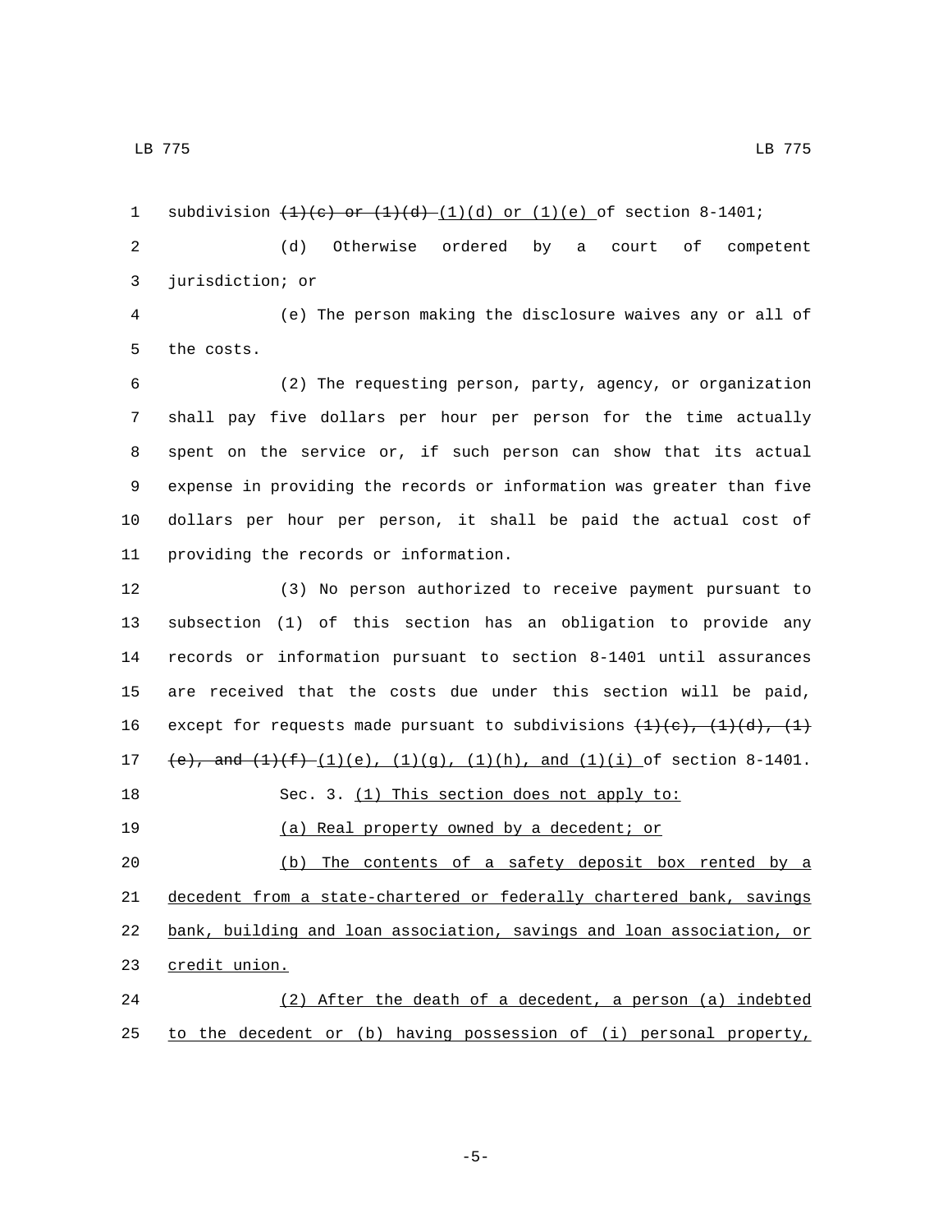subdivision ~~(1)(c) or (1)(d)~~ (1)(d) or (1)(e) of section 8-1401;

(d) Otherwise ordered by a court of competent jurisdiction; or

(e) The person making the disclosure waives any or all of the costs.

(2) The requesting person, party, agency, or organization shall pay five dollars per hour per person for the time actually spent on the service or, if such person can show that its actual expense in providing the records or information was greater than five dollars per hour per person, it shall be paid the actual cost of providing the records or information.

(3) No person authorized to receive payment pursuant to subsection (1) of this section has an obligation to provide any records or information pursuant to section 8-1401 until assurances are received that the costs due under this section will be paid, except for requests made pursuant to subdivisions ~~(1)(c), (1)(d), (1)(e), and (1)(f)~~ (1)(e), (1)(g), (1)(h), and (1)(i) of section 8-1401.

Sec. 3. (1) This section does not apply to:

(a) Real property owned by a decedent; or

(b) The contents of a safety deposit box rented by a decedent from a state-chartered or federally chartered bank, savings bank, building and loan association, savings and loan association, or credit union.

(2) After the death of a decedent, a person (a) indebted to the decedent or (b) having possession of (i) personal property,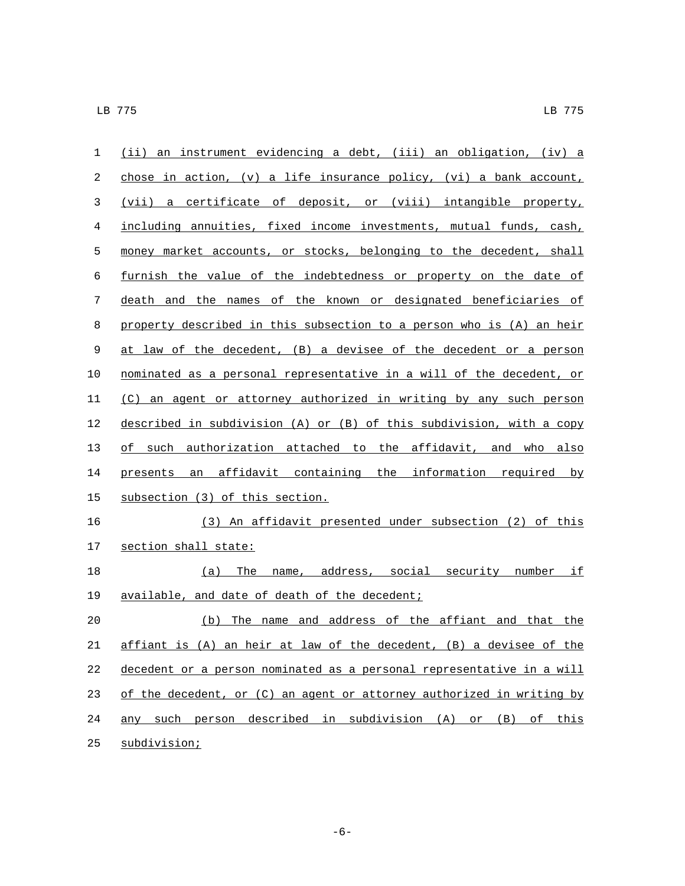(ii) an instrument evidencing a debt, (iii) an obligation, (iv) a chose in action, (v) a life insurance policy, (vi) a bank account, (vii) a certificate of deposit, or (viii) intangible property, including annuities, fixed income investments, mutual funds, cash, money market accounts, or stocks, belonging to the decedent, shall furnish the value of the indebtedness or property on the date of death and the names of the known or designated beneficiaries of property described in this subsection to a person who is (A) an heir at law of the decedent, (B) a devisee of the decedent or a person nominated as a personal representative in a will of the decedent, or (C) an agent or attorney authorized in writing by any such person described in subdivision (A) or (B) of this subdivision, with a copy of such authorization attached to the affidavit, and who also presents an affidavit containing the information required by subsection (3) of this section.

(3) An affidavit presented under subsection (2) of this section shall state:

(a) The name, address, social security number if available, and date of death of the decedent;

(b) The name and address of the affiant and that the affiant is (A) an heir at law of the decedent, (B) a devisee of the decedent or a person nominated as a personal representative in a will of the decedent, or (C) an agent or attorney authorized in writing by any such person described in subdivision (A) or (B) of this subdivision;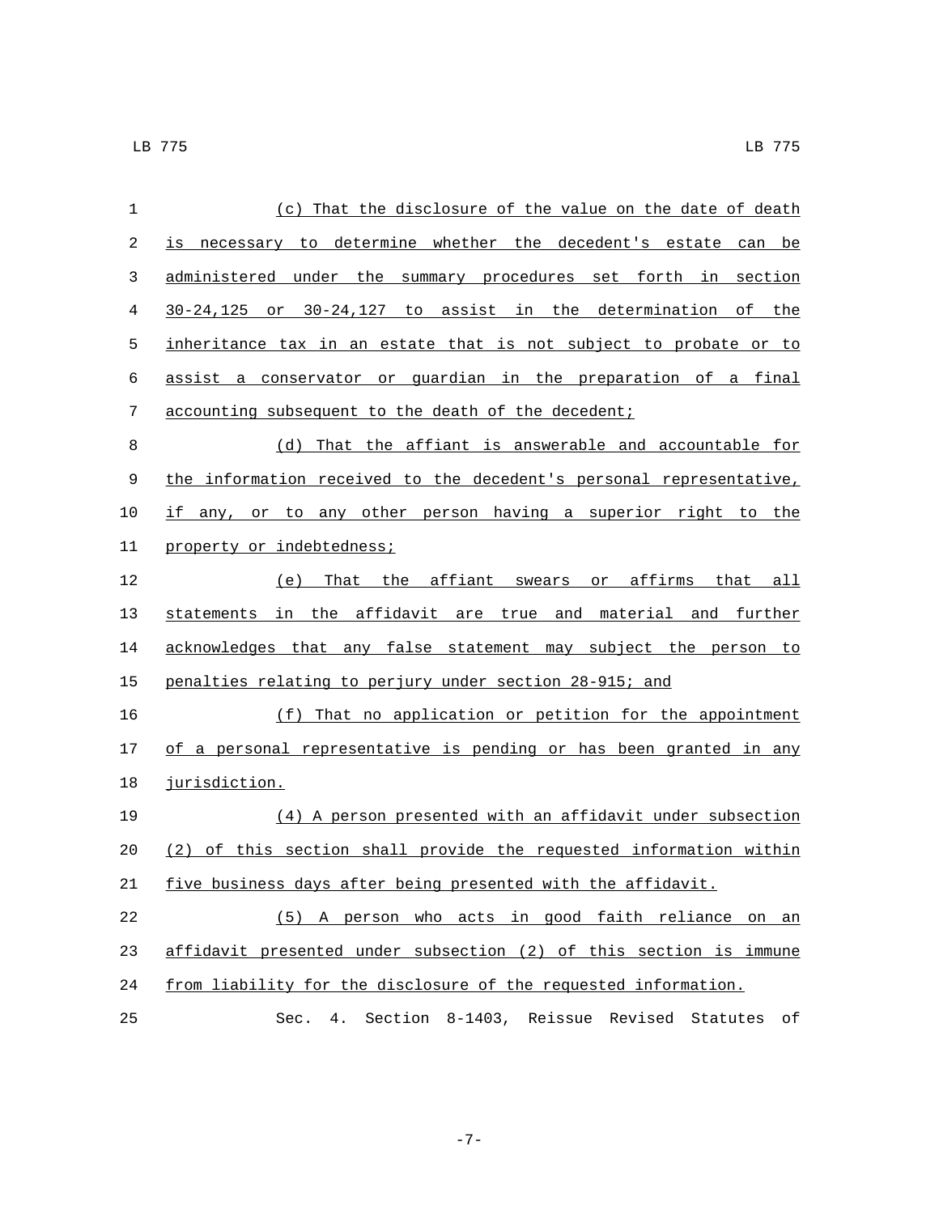(c) That the disclosure of the value on the date of death is necessary to determine whether the decedent's estate can be administered under the summary procedures set forth in section 30-24,125 or 30-24,127 to assist in the determination of the inheritance tax in an estate that is not subject to probate or to assist a conservator or guardian in the preparation of a final accounting subsequent to the death of the decedent;

(d) That the affiant is answerable and accountable for the information received to the decedent's personal representative, if any, or to any other person having a superior right to the property or indebtedness;

(e) That the affiant swears or affirms that all statements in the affidavit are true and material and further acknowledges that any false statement may subject the person to penalties relating to perjury under section 28-915; and

(f) That no application or petition for the appointment of a personal representative is pending or has been granted in any jurisdiction.

(4) A person presented with an affidavit under subsection (2) of this section shall provide the requested information within five business days after being presented with the affidavit.

(5) A person who acts in good faith reliance on an affidavit presented under subsection (2) of this section is immune from liability for the disclosure of the requested information.

Sec. 4. Section 8-1403, Reissue Revised Statutes of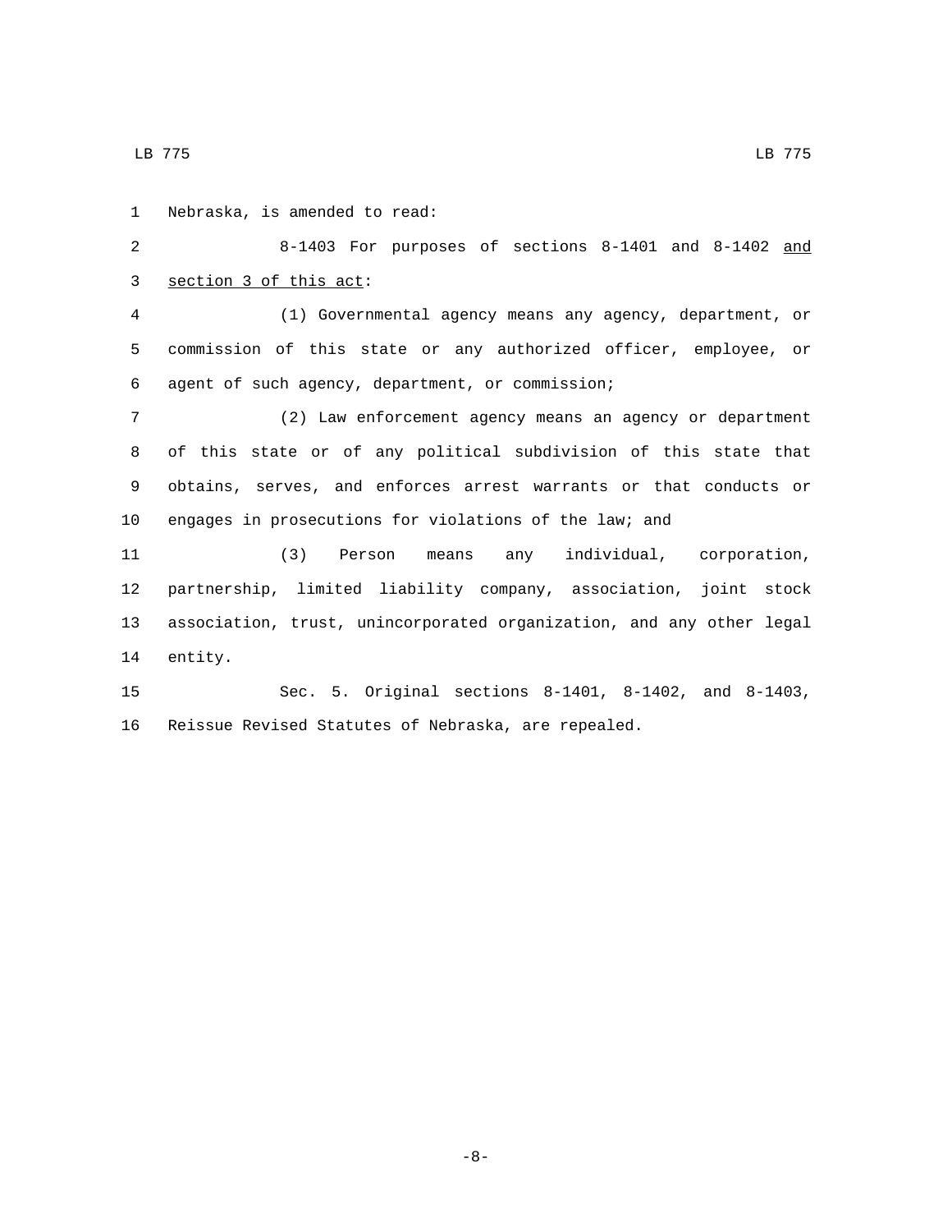Nebraska, is amended to read:

8-1403 For purposes of sections 8-1401 and 8-1402 <u>and section 3 of this act</u>:

(1) Governmental agency means any agency, department, or commission of this state or any authorized officer, employee, or agent of such agency, department, or commission;

(2) Law enforcement agency means an agency or department of this state or of any political subdivision of this state that obtains, serves, and enforces arrest warrants or that conducts or engages in prosecutions for violations of the law; and

(3) Person means any individual, corporation, partnership, limited liability company, association, joint stock association, trust, unincorporated organization, and any other legal entity.

Sec. 5. Original sections 8-1401, 8-1402, and 8-1403, Reissue Revised Statutes of Nebraska, are repealed.